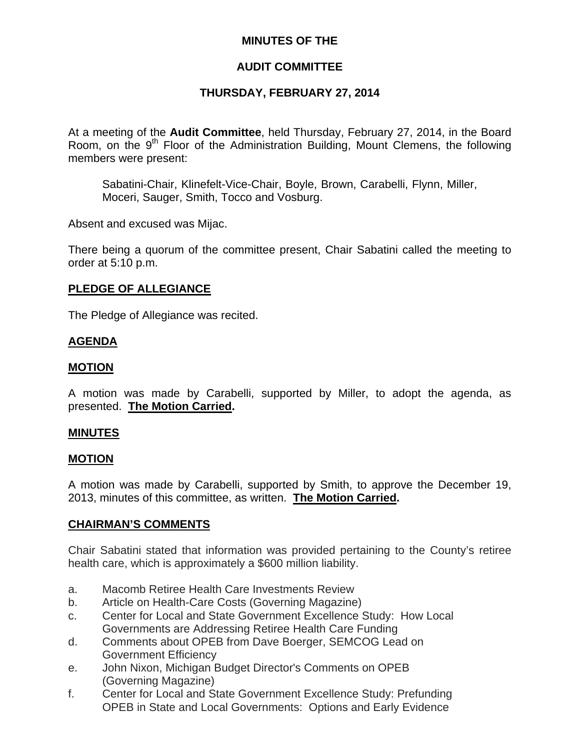**MINUTES OF THE**

**AUDIT COMMITTEE**

**THURSDAY, FEBRUARY 27, 2014**

At a meeting of the **Audit Committee**, held Thursday, February 27, 2014, in the Board Room, on the 9th Floor of the Administration Building, Mount Clemens, the following members were present:

> Sabatini-Chair, Klinefelt-Vice-Chair, Boyle, Brown, Carabelli, Flynn, Miller, Moceri, Sauger, Smith, Tocco and Vosburg.

Absent and excused was Mijac.

There being a quorum of the committee present, Chair Sabatini called the meeting to order at 5:10 p.m.

**PLEDGE OF ALLEGIANCE**

The Pledge of Allegiance was recited.

**AGENDA**

**MOTION**

A motion was made by Carabelli, supported by Miller, to adopt the agenda, as presented. **The Motion Carried.**

**MINUTES**

**MOTION**

A motion was made by Carabelli, supported by Smith, to approve the December 19, 2013, minutes of this committee, as written. **The Motion Carried.**

**CHAIRMAN'S COMMENTS**

Chair Sabatini stated that information was provided pertaining to the County's retiree health care, which is approximately a $600 million liability.

a. Macomb Retiree Health Care Investments Review
b. Article on Health-Care Costs (Governing Magazine)
c. Center for Local and State Government Excellence Study: How Local Governments are Addressing Retiree Health Care Funding
d. Comments about OPEB from Dave Boerger, SEMCOG Lead on Government Efficiency
e. John Nixon, Michigan Budget Director's Comments on OPEB (Governing Magazine)
f. Center for Local and State Government Excellence Study: Prefunding OPEB in State and Local Governments: Options and Early Evidence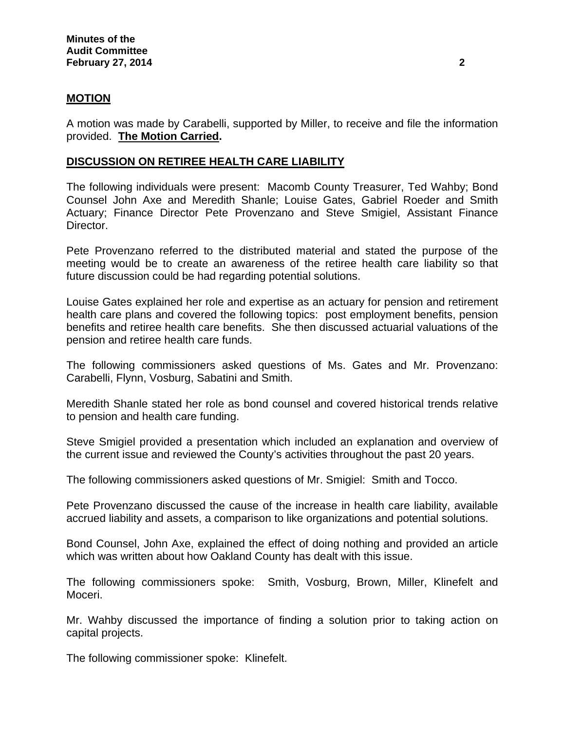**MOTION**

A motion was made by Carabelli, supported by Miller, to receive and file the information provided. **The Motion Carried.**

**DISCUSSION ON RETIREE HEALTH CARE LIABILITY**

The following individuals were present: Macomb County Treasurer, Ted Wahby; Bond Counsel John Axe and Meredith Shanle; Louise Gates, Gabriel Roeder and Smith Actuary; Finance Director Pete Provenzano and Steve Smigiel, Assistant Finance Director.

Pete Provenzano referred to the distributed material and stated the purpose of the meeting would be to create an awareness of the retiree health care liability so that future discussion could be had regarding potential solutions.

Louise Gates explained her role and expertise as an actuary for pension and retirement health care plans and covered the following topics: post employment benefits, pension benefits and retiree health care benefits. She then discussed actuarial valuations of the pension and retiree health care funds.

The following commissioners asked questions of Ms. Gates and Mr. Provenzano: Carabelli, Flynn, Vosburg, Sabatini and Smith.

Meredith Shanle stated her role as bond counsel and covered historical trends relative to pension and health care funding.

Steve Smigiel provided a presentation which included an explanation and overview of the current issue and reviewed the County's activities throughout the past 20 years.

The following commissioners asked questions of Mr. Smigiel: Smith and Tocco.

Pete Provenzano discussed the cause of the increase in health care liability, available accrued liability and assets, a comparison to like organizations and potential solutions.

Bond Counsel, John Axe, explained the effect of doing nothing and provided an article which was written about how Oakland County has dealt with this issue.

The following commissioners spoke: Smith, Vosburg, Brown, Miller, Klinefelt and Moceri.

Mr. Wahby discussed the importance of finding a solution prior to taking action on capital projects.

The following commissioner spoke: Klinefelt.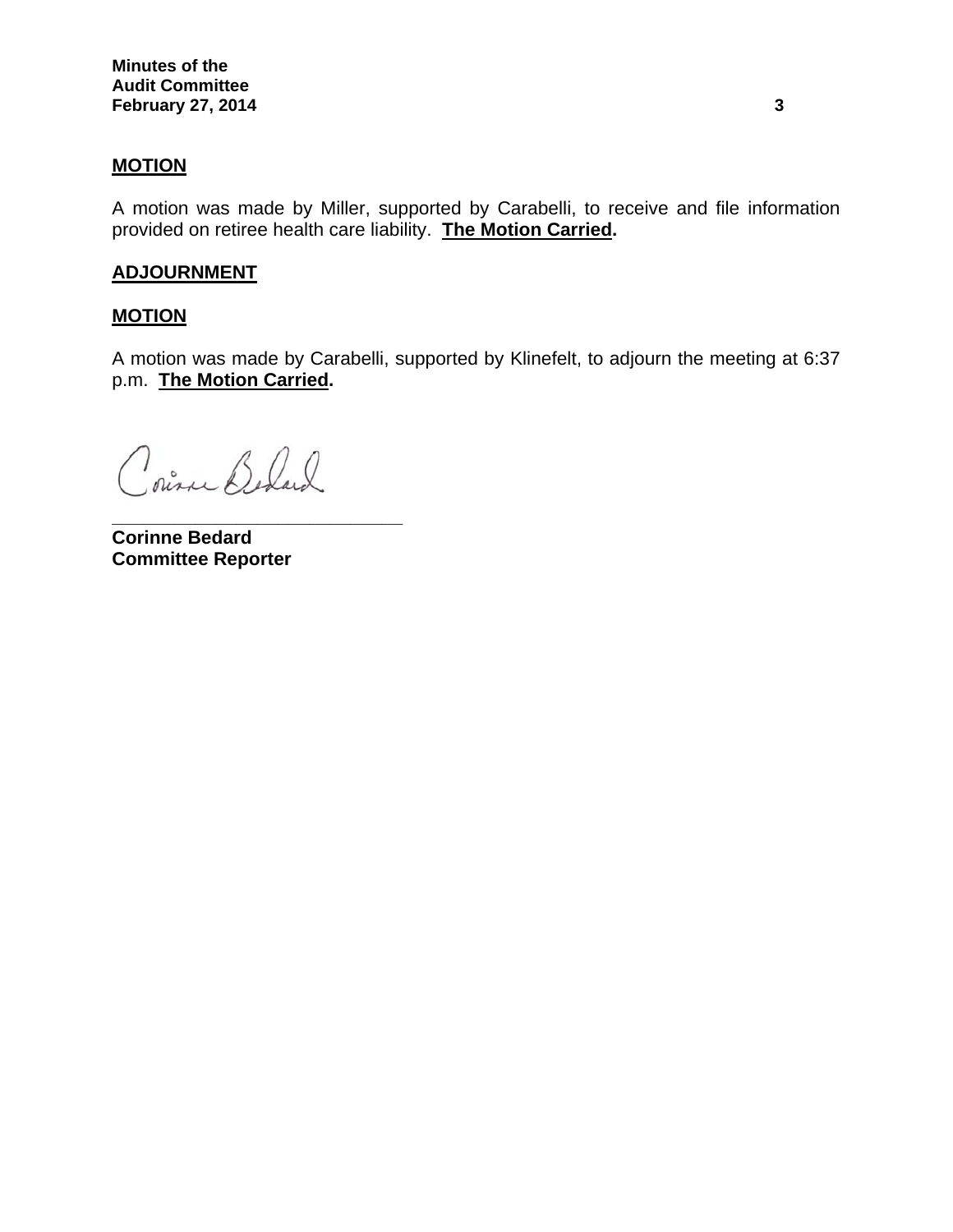**MOTION**

A motion was made by Miller, supported by Carabelli, to receive and file information provided on retiree health care liability. **The Motion Carried.**

**ADJOURNMENT**

**MOTION**

A motion was made by Carabelli, supported by Klinefelt, to adjourn the meeting at 6:37 p.m. **The Motion Carried.**

\_\_\_\_\_\_\_\_\_\_\_\_\_\_\_\_\_\_\_\_\_\_\_\_\_\_\_\_\_\_\_\_

**Corinne Bedard**
**Committee Reporter**